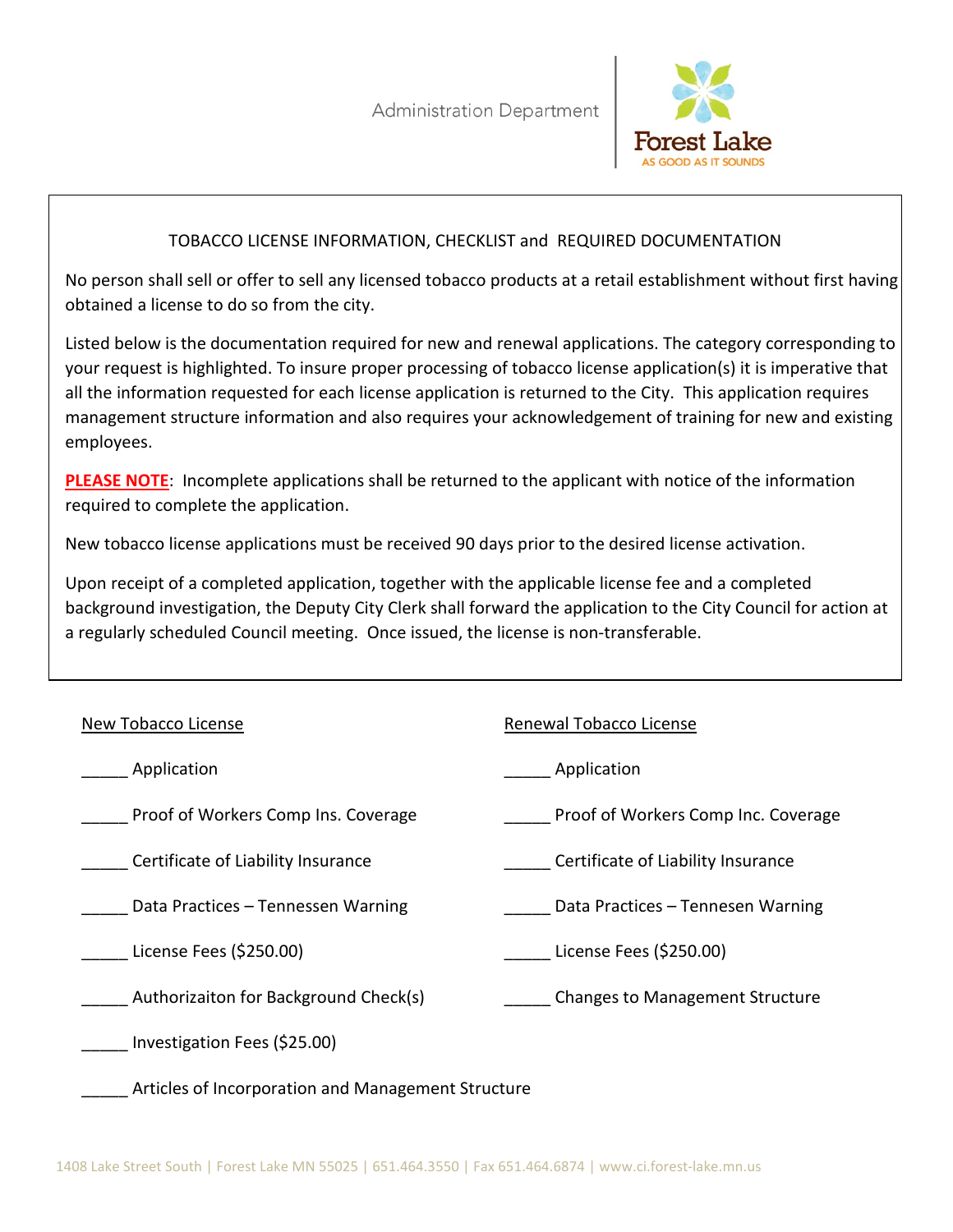Administration Department

Forest Lake
AS GOOD AS IT SOUNDS

## TOBACCO LICENSE INFORMATION, CHECKLIST and REQUIRED DOCUMENTATION

No person shall sell or offer to sell any licensed tobacco products at a retail establishment without first having obtained a license to do so from the city.

Listed below is the documentation required for new and renewal applications. The category corresponding to your request is highlighted. To insure proper processing of tobacco license application(s) it is imperative that all the information requested for each license application is returned to the City. This application requires management structure information and also requires your acknowledgement of training for new and existing employees.

**PLEASE NOTE**: Incomplete applications shall be returned to the applicant with notice of the information required to complete the application.

New tobacco license applications must be received 90 days prior to the desired license activation.

Upon receipt of a completed application, together with the applicable license fee and a completed background investigation, the Deputy City Clerk shall forward the application to the City Council for action at a regularly scheduled Council meeting. Once issued, the license is non-transferable.

New Tobacco License

_____ Application

_____ Proof of Workers Comp Ins. Coverage

_____ Certificate of Liability Insurance

_____ Data Practices – Tennesen Warning

_____ License Fees ($250.00)

_____ Authorizaiton for Background Check(s)

_____ Investigation Fees ($25.00)

_____ Articles of Incorporation and Management Structure

Renewal Tobacco License

_____ Application

_____ Proof of Workers Comp Inc. Coverage

_____ Certificate of Liability Insurance

_____ Data Practices – Tennesen Warning

_____ License Fees ($250.00)

_____ Changes to Management Structure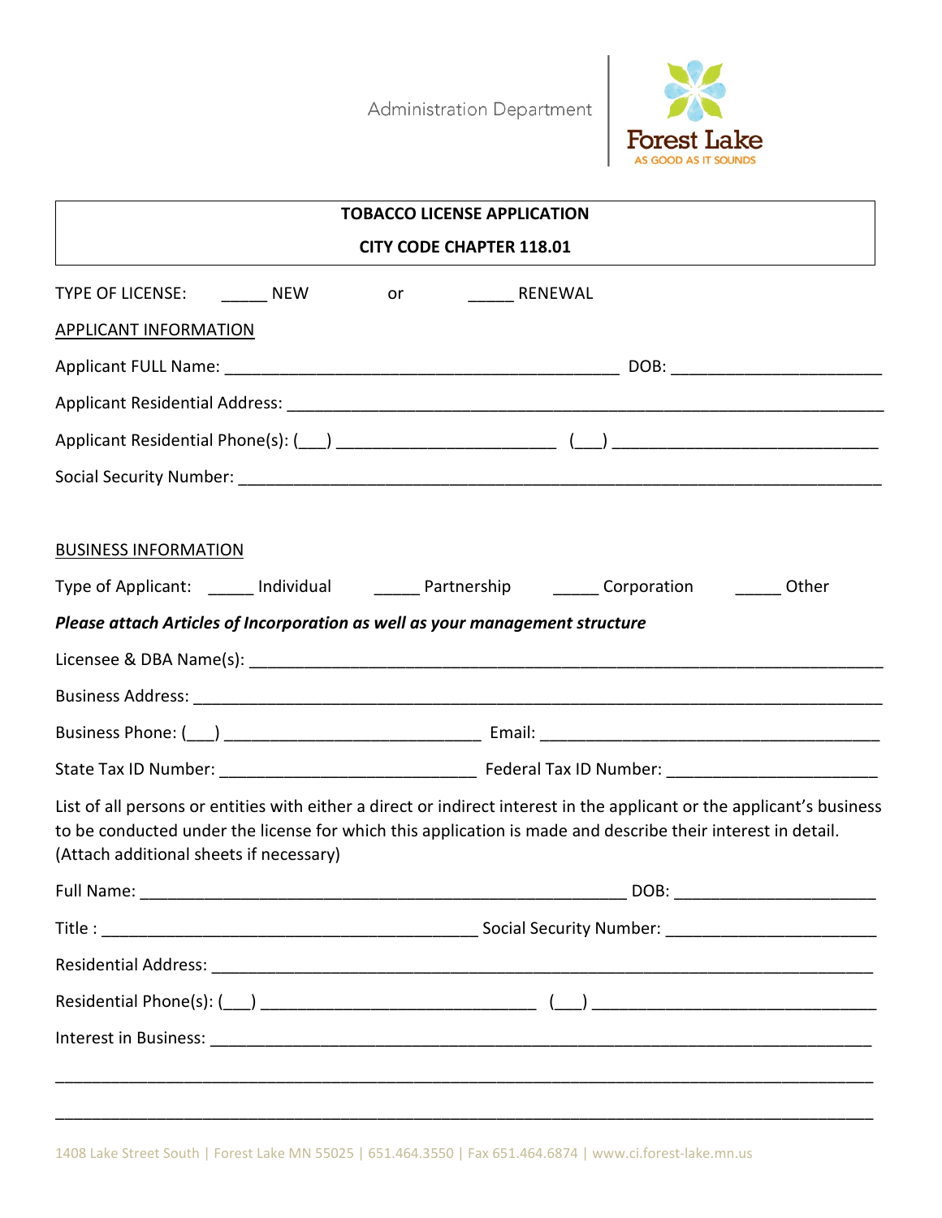Administration Department

Forest Lake
AS GOOD AS IT SOUNDS

**TOBACCO LICENSE APPLICATION**

**CITY CODE CHAPTER 118.01**

TYPE OF LICENSE: _____ NEW or _____ RENEWAL

APPLICANT INFORMATION

Applicant FULL Name: ____________________________________________ DOB: _______________________

Applicant Residential Address: ___________________________________________________________________

Applicant Residential Phone(s): (___) ________________________ (___) ____________________________

Social Security Number: _________________________________________________________________________

BUSINESS INFORMATION

Type of Applicant: _____ Individual _____ Partnership _____ Corporation _____ Other

***Please attach Articles of Incorporation as well as your management structure***

Licensee & DBA Name(s): _______________________________________________________________________

Business Address: ______________________________________________________________________________

Business Phone: (___) ____________________________ Email: _____________________________________

State Tax ID Number: _____________________________ Federal Tax ID Number: _______________________

List of all persons or entities with either a direct or indirect interest in the applicant or the applicant's business to be conducted under the license for which this application is made and describe their interest in detail. (Attach additional sheets if necessary)

Full Name: ______________________________________________________ DOB: ______________________

Title : __________________________________________ Social Security Number: _______________________

Residential Address: _____________________________________________________________________________

Residential Phone(s): (___) _____________________________ (___) _______________________________

Interest in Business: _____________________________________________________________________________

_____________________________________________________________________________________________

_____________________________________________________________________________________________

1408 Lake Street South | Forest Lake MN 55025 | 651.464.3550 | Fax 651.464.6874 | www.ci.forest-lake.mn.us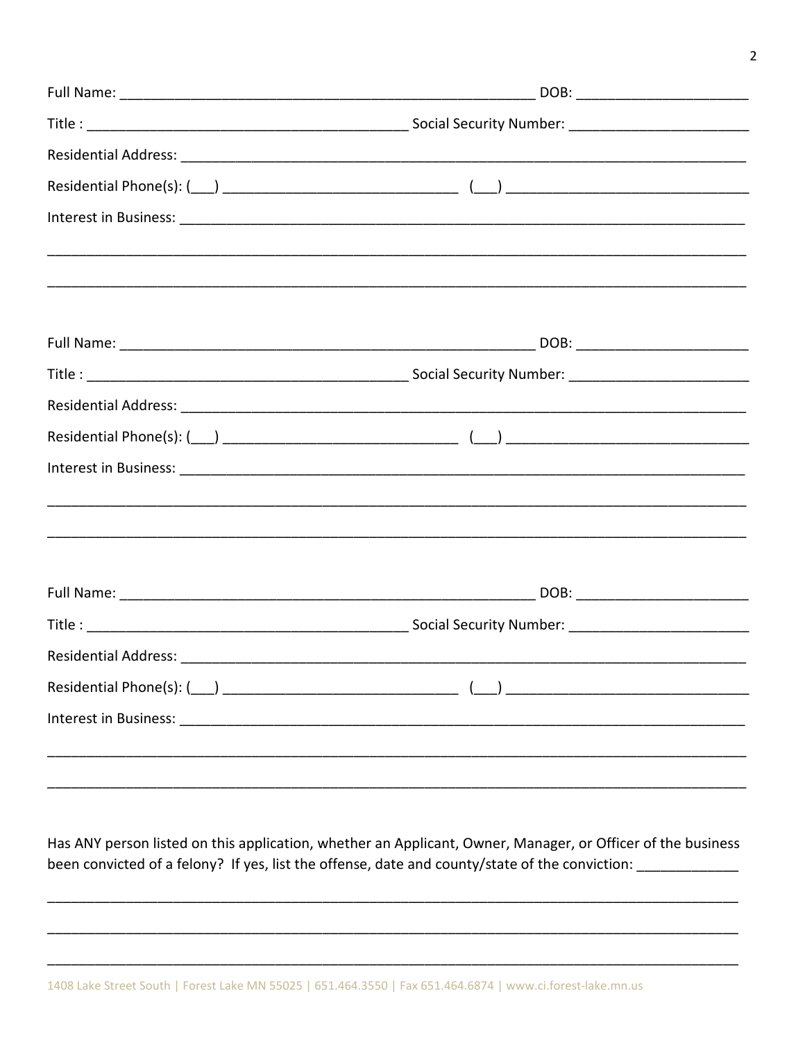Full Name: ______________________________________________________ DOB: ______________________

Title : ________________________________________ Social Security Number: ______________________

Residential Address: _____________________________________________________________________

Residential Phone(s): (___) ____________________________ (___) ______________________________

Interest in Business: ______________________________________________________________________

___________________________________________________________________________________________

___________________________________________________________________________________________

Full Name: ______________________________________________________ DOB: ______________________

Title : ________________________________________ Social Security Number: ______________________

Residential Address: _____________________________________________________________________

Residential Phone(s): (___) ____________________________ (___) ______________________________

Interest in Business: ______________________________________________________________________

___________________________________________________________________________________________

___________________________________________________________________________________________

Full Name: ______________________________________________________ DOB: ______________________

Title : ________________________________________ Social Security Number: ______________________

Residential Address: _____________________________________________________________________

Residential Phone(s): (___) ____________________________ (___) ______________________________

Interest in Business: ______________________________________________________________________

___________________________________________________________________________________________

___________________________________________________________________________________________

Has ANY person listed on this application, whether an Applicant, Owner, Manager, or Officer of the business been convicted of a felony? If yes, list the offense, date and county/state of the conviction: _____________

___________________________________________________________________________________________

___________________________________________________________________________________________

___________________________________________________________________________________________

1408 Lake Street South | Forest Lake MN 55025 | 651.464.3550 | Fax 651.464.6874 | www.ci.forest-lake.mn.us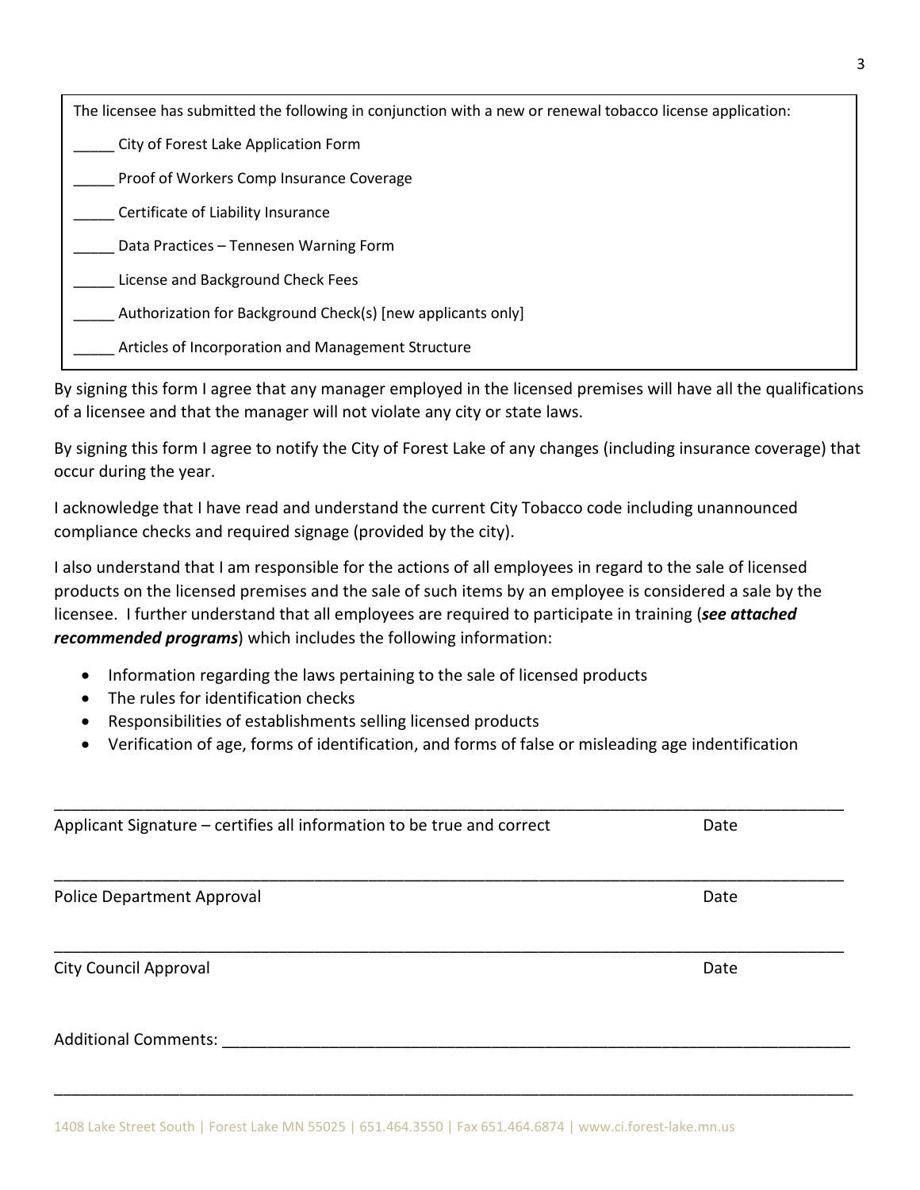The licensee has submitted the following in conjunction with a new or renewal tobacco license application:

_____ City of Forest Lake Application Form

_____ Proof of Workers Comp Insurance Coverage

_____ Certificate of Liability Insurance

_____ Data Practices – Tennesen Warning Form

_____ License and Background Check Fees

_____ Authorization for Background Check(s) [new applicants only]

_____ Articles of Incorporation and Management Structure

By signing this form I agree that any manager employed in the licensed premises will have all the qualifications of a licensee and that the manager will not violate any city or state laws.

By signing this form I agree to notify the City of Forest Lake of any changes (including insurance coverage) that occur during the year.

I acknowledge that I have read and understand the current City Tobacco code including unannounced compliance checks and required signage (provided by the city).

I also understand that I am responsible for the actions of all employees in regard to the sale of licensed products on the licensed premises and the sale of such items by an employee is considered a sale by the licensee. I further understand that all employees are required to participate in training (***see attached recommended programs***) which includes the following information:

- Information regarding the laws pertaining to the sale of licensed products
- The rules for identification checks
- Responsibilities of establishments selling licensed products
- Verification of age, forms of identification, and forms of false or misleading age indentification

_____________________________________________________________________________________

Applicant Signature – certifies all information to be true and correct Date

_____________________________________________________________________________________

Police Department Approval Date

_____________________________________________________________________________________

City Council Approval Date

Additional Comments: ______________________________________________________________________

_____________________________________________________________________________________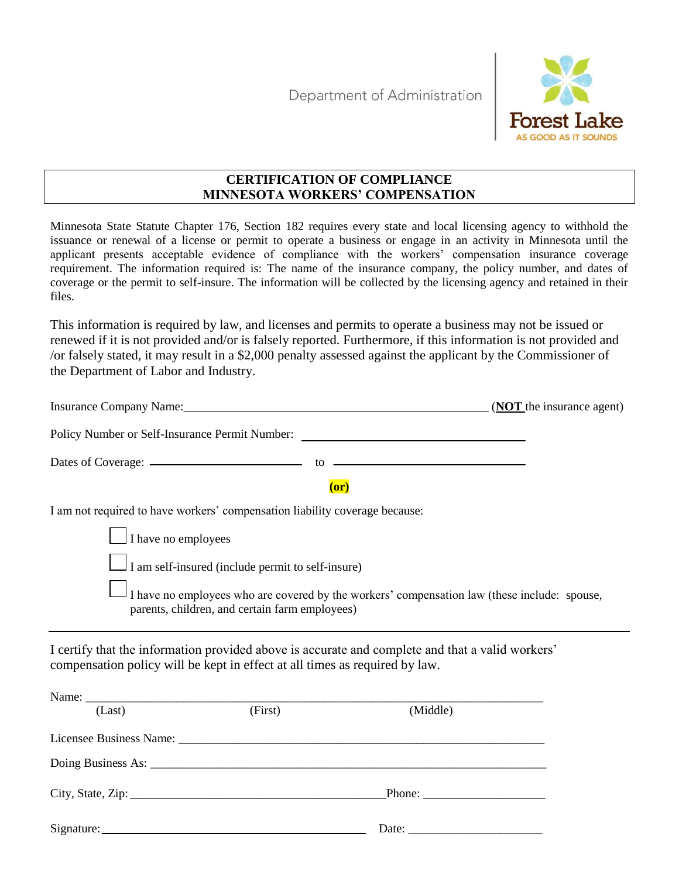Department of Administration

Forest Lake
AS GOOD AS IT SOUNDS

## CERTIFICATION OF COMPLIANCE
## MINNESOTA WORKERS' COMPENSATION

Minnesota State Statute Chapter 176, Section 182 requires every state and local licensing agency to withhold the issuance or renewal of a license or permit to operate a business or engage in an activity in Minnesota until the applicant presents acceptable evidence of compliance with the workers' compensation insurance coverage requirement. The information required is: The name of the insurance company, the policy number, and dates of coverage or the permit to self-insure. The information will be collected by the licensing agency and retained in their files.

This information is required by law, and licenses and permits to operate a business may not be issued or renewed if it is not provided and/or is falsely reported. Furthermore, if this information is not provided and /or falsely stated, it may result in a $2,000 penalty assessed against the applicant by the Commissioner of the Department of Labor and Industry.

Insurance Company Name:\_\_\_\_\_\_\_\_\_\_\_\_\_\_\_\_\_\_\_\_\_\_\_\_\_\_\_\_\_\_\_\_\_\_\_\_\_\_\_\_\_\_ (**NOT** the insurance agent)

Policy Number or Self-Insurance Permit Number: \_\_\_\_\_\_\_\_\_\_\_\_\_\_\_\_\_\_\_\_\_\_\_\_\_\_\_\_\_\_

Dates of Coverage: \_\_\_\_\_\_\_\_\_\_\_\_\_\_\_\_\_\_\_\_ to \_\_\_\_\_\_\_\_\_\_\_\_\_\_\_\_\_\_\_\_\_\_\_\_\_\_

**(or)**

I am not required to have workers' compensation liability coverage because:

- ☐ I have no employees
- ☐ I am self-insured (include permit to self-insure)
- ☐ I have no employees who are covered by the workers' compensation law (these include: spouse, parents, children, and certain farm employees)

---

I certify that the information provided above is accurate and complete and that a valid workers' compensation policy will be kept in effect at all times as required by law.

Name: \_\_\_\_\_\_\_\_\_\_\_\_\_\_\_\_\_\_\_\_\_\_\_\_\_\_\_\_\_\_\_\_\_\_\_\_\_\_\_\_\_\_\_\_\_\_\_\_\_\_\_\_\_\_\_\_\_\_\_\_
(Last) (First) (Middle)

Licensee Business Name: \_\_\_\_\_\_\_\_\_\_\_\_\_\_\_\_\_\_\_\_\_\_\_\_\_\_\_\_\_\_\_\_\_\_\_\_\_\_\_\_\_\_\_\_\_\_\_\_

Doing Business As: \_\_\_\_\_\_\_\_\_\_\_\_\_\_\_\_\_\_\_\_\_\_\_\_\_\_\_\_\_\_\_\_\_\_\_\_\_\_\_\_\_\_\_\_\_\_\_\_\_\_\_\_\_

City, State, Zip: \_\_\_\_\_\_\_\_\_\_\_\_\_\_\_\_\_\_\_\_\_\_\_\_\_\_\_\_\_\_\_\_\_\_\_\_\_ Phone: \_\_\_\_\_\_\_\_\_\_\_\_\_\_\_\_\_

Signature: \_\_\_\_\_\_\_\_\_\_\_\_\_\_\_\_\_\_\_\_\_\_\_\_\_\_\_\_\_\_\_\_\_\_\_\_\_\_ Date: \_\_\_\_\_\_\_\_\_\_\_\_\_\_\_\_\_\_\_\_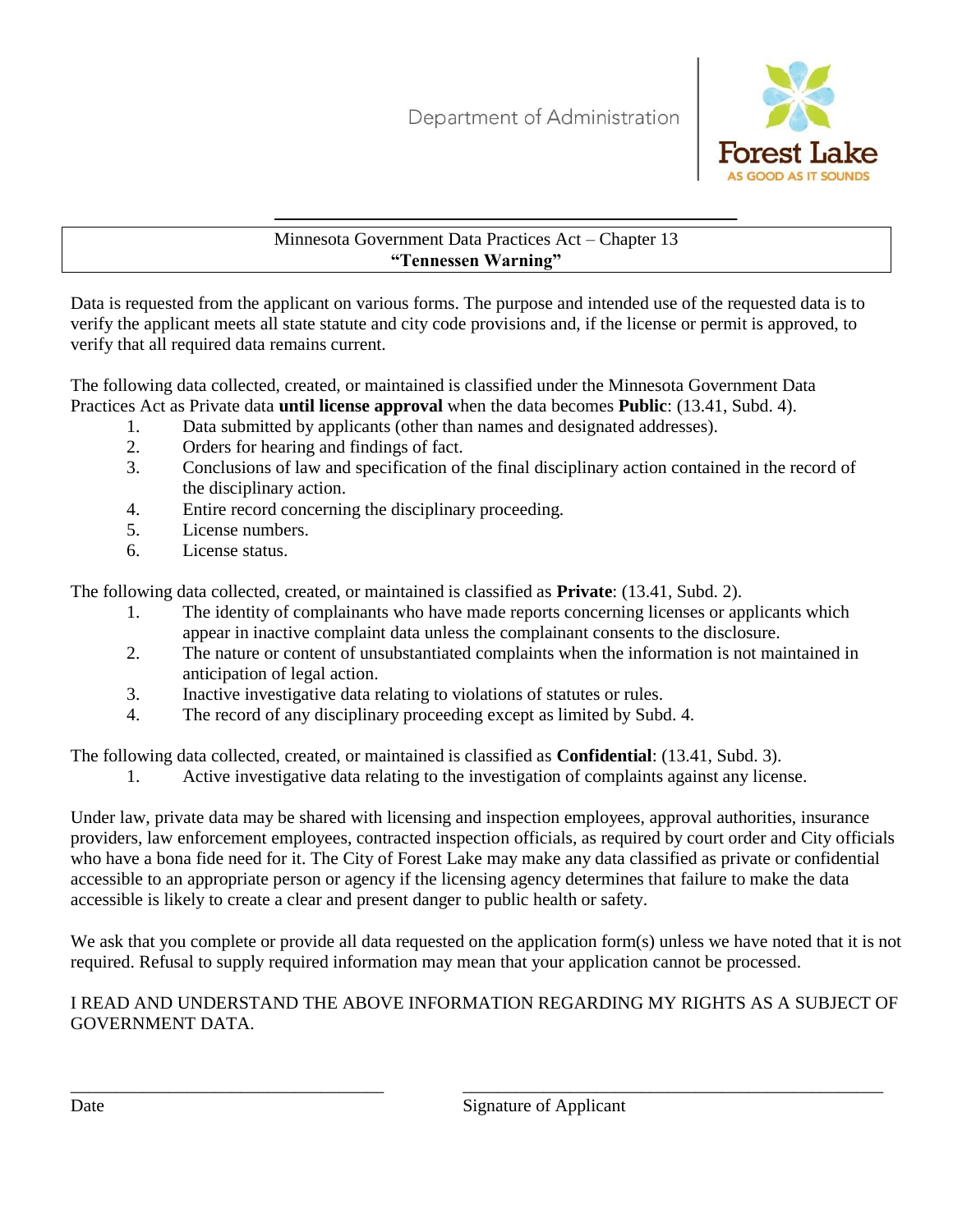Department of Administration

Forest Lake
AS GOOD AS IT SOUNDS

Minnesota Government Data Practices Act – Chapter 13
**"Tennessen Warning"**

Data is requested from the applicant on various forms. The purpose and intended use of the requested data is to verify the applicant meets all state statute and city code provisions and, if the license or permit is approved, to verify that all required data remains current.

The following data collected, created, or maintained is classified under the Minnesota Government Data Practices Act as Private data **until license approval** when the data becomes **Public**: (13.41, Subd. 4).

1. Data submitted by applicants (other than names and designated addresses).
2. Orders for hearing and findings of fact.
3. Conclusions of law and specification of the final disciplinary action contained in the record of the disciplinary action.
4. Entire record concerning the disciplinary proceeding.
5. License numbers.
6. License status.

The following data collected, created, or maintained is classified as **Private**: (13.41, Subd. 2).

1. The identity of complainants who have made reports concerning licenses or applicants which appear in inactive complaint data unless the complainant consents to the disclosure.
2. The nature or content of unsubstantiated complaints when the information is not maintained in anticipation of legal action.
3. Inactive investigative data relating to violations of statutes or rules.
4. The record of any disciplinary proceeding except as limited by Subd. 4.

The following data collected, created, or maintained is classified as **Confidential**: (13.41, Subd. 3).

1. Active investigative data relating to the investigation of complaints against any license.

Under law, private data may be shared with licensing and inspection employees, approval authorities, insurance providers, law enforcement employees, contracted inspection officials, as required by court order and City officials who have a bona fide need for it. The City of Forest Lake may make any data classified as private or confidential accessible to an appropriate person or agency if the licensing agency determines that failure to make the data accessible is likely to create a clear and present danger to public health or safety.

We ask that you complete or provide all data requested on the application form(s) unless we have noted that it is not required. Refusal to supply required information may mean that your application cannot be processed.

I READ AND UNDERSTAND THE ABOVE INFORMATION REGARDING MY RIGHTS AS A SUBJECT OF GOVERNMENT DATA.

\_\_\_\_\_\_\_\_\_\_\_\_\_\_\_\_\_\_\_\_\_\_\_\_\_\_\_\_\_\_\_\_ \_\_\_\_\_\_\_\_\_\_\_\_\_\_\_\_\_\_\_\_\_\_\_\_\_\_\_\_\_\_\_\_\_\_\_\_\_\_\_\_\_\_
Date Signature of Applicant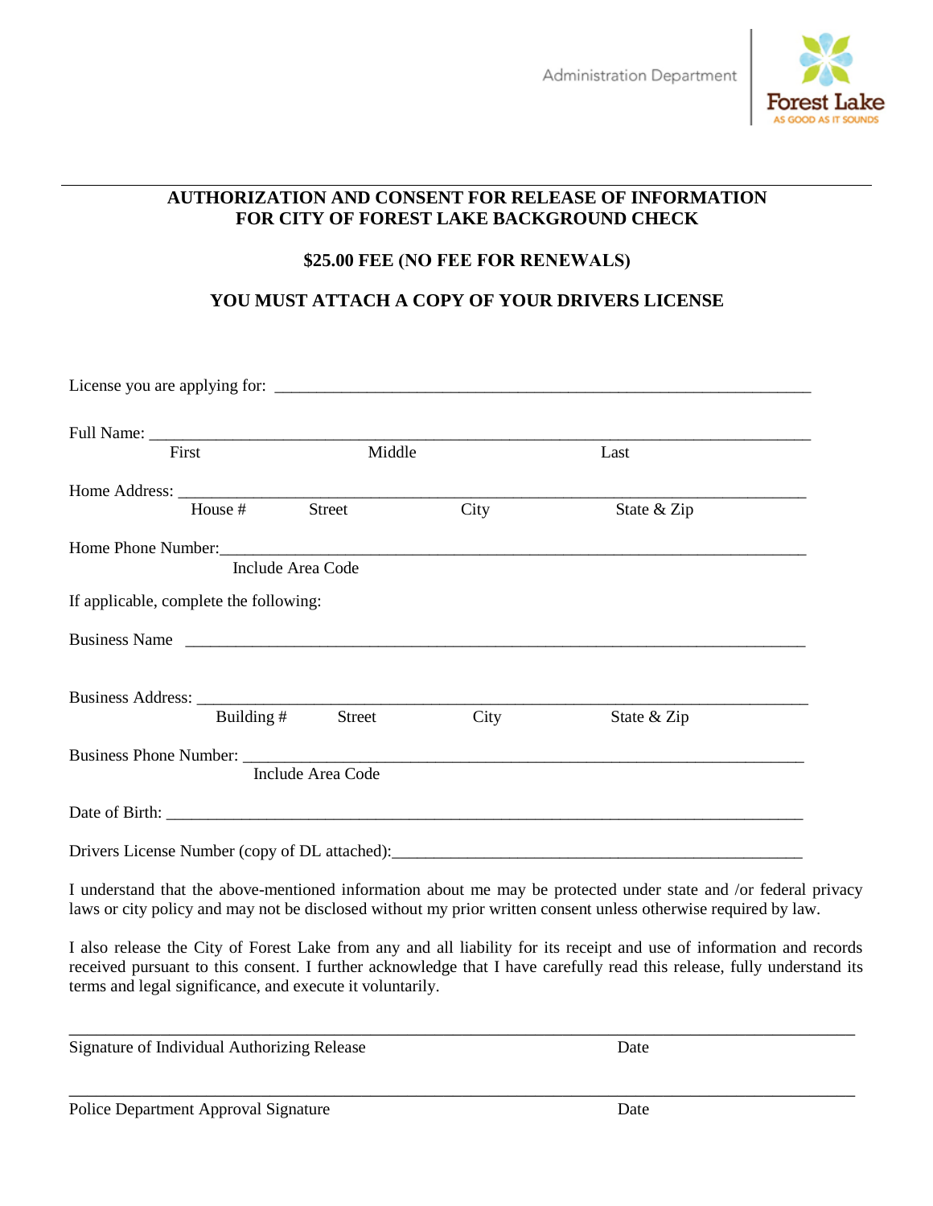Administration Department

Forest Lake
AS GOOD AS IT SOUNDS

## AUTHORIZATION AND CONSENT FOR RELEASE OF INFORMATION FOR CITY OF FOREST LAKE BACKGROUND CHECK

**$25.00 FEE (NO FEE FOR RENEWALS)**

**YOU MUST ATTACH A COPY OF YOUR DRIVERS LICENSE**

License you are applying for: ________________________________________________________________

Full Name: ________________________________________________________________________________
First                    Middle                    Last

Home Address: ____________________________________________________________________________
House #          Street          City          State & Zip

Home Phone Number:________________________________________________________________________
Include Area Code

If applicable, complete the following:

Business Name ____________________________________________________________________________

Business Address: _________________________________________________________________________
Building #          Street          City          State & Zip

Business Phone Number: ____________________________________________________________________
Include Area Code

Date of Birth: _____________________________________________________________________________

Drivers License Number (copy of DL attached):_______________________________________________

I understand that the above-mentioned information about me may be protected under state and /or federal privacy laws or city policy and may not be disclosed without my prior written consent unless otherwise required by law.

I also release the City of Forest Lake from any and all liability for its receipt and use of information and records received pursuant to this consent. I further acknowledge that I have carefully read this release, fully understand its terms and legal significance, and execute it voluntarily.

______________________________________________________________________________________
Signature of Individual Authorizing Release                                        Date

______________________________________________________________________________________
Police Department Approval Signature                                        Date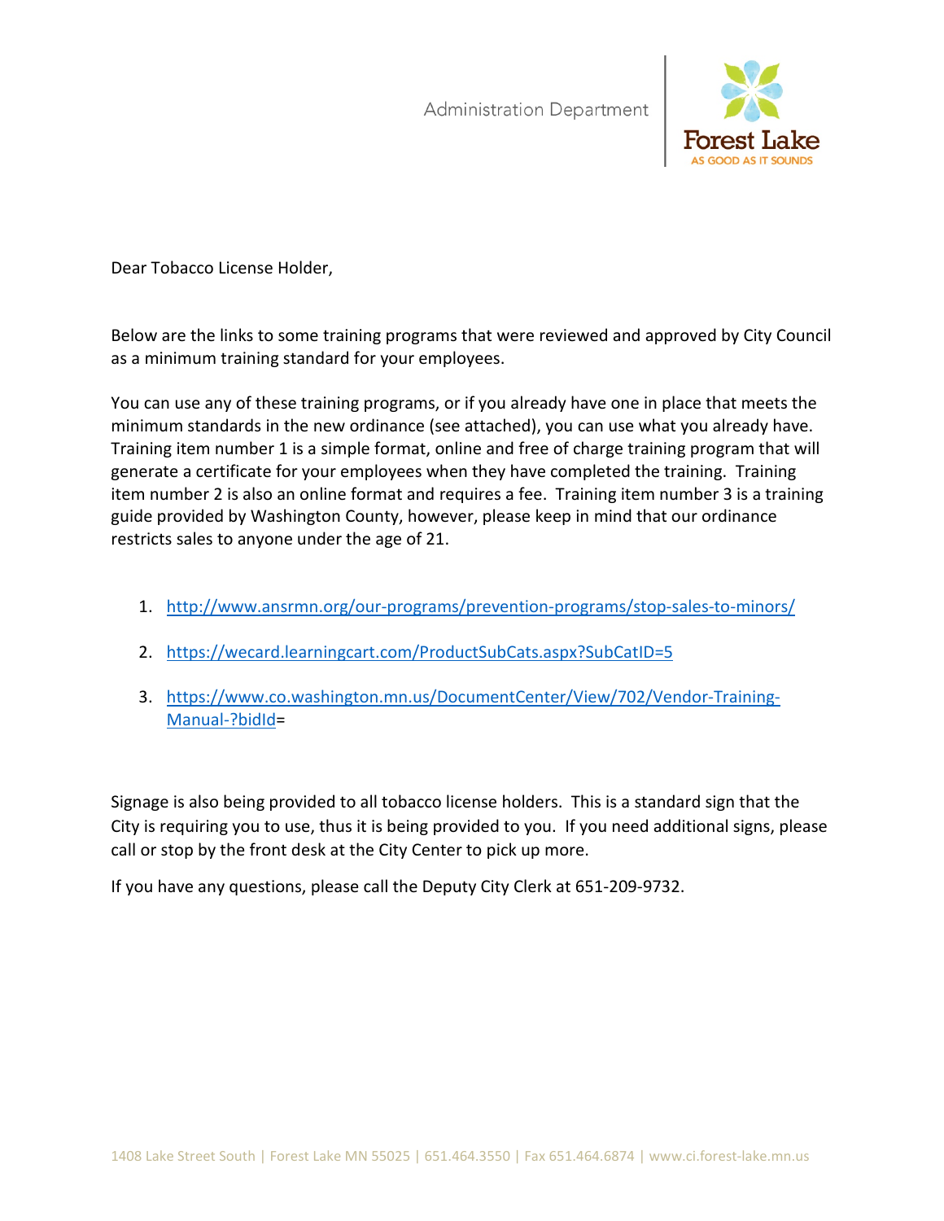Administration Department

Forest Lake
AS GOOD AS IT SOUNDS

Dear Tobacco License Holder,

Below are the links to some training programs that were reviewed and approved by City Council as a minimum training standard for your employees.

You can use any of these training programs, or if you already have one in place that meets the minimum standards in the new ordinance (see attached), you can use what you already have. Training item number 1 is a simple format, online and free of charge training program that will generate a certificate for your employees when they have completed the training. Training item number 2 is also an online format and requires a fee. Training item number 3 is a training guide provided by Washington County, however, please keep in mind that our ordinance restricts sales to anyone under the age of 21.

1. http://www.ansrmn.org/our-programs/prevention-programs/stop-sales-to-minors/
2. https://wecard.learningcart.com/ProductSubCats.aspx?SubCatID=5
3. https://www.co.washington.mn.us/DocumentCenter/View/702/Vendor-Training-Manual-?bidId=

Signage is also being provided to all tobacco license holders. This is a standard sign that the City is requiring you to use, thus it is being provided to you. If you need additional signs, please call or stop by the front desk at the City Center to pick up more.

If you have any questions, please call the Deputy City Clerk at 651-209-9732.

1408 Lake Street South | Forest Lake MN 55025 | 651.464.3550 | Fax 651.464.6874 | www.ci.forest-lake.mn.us